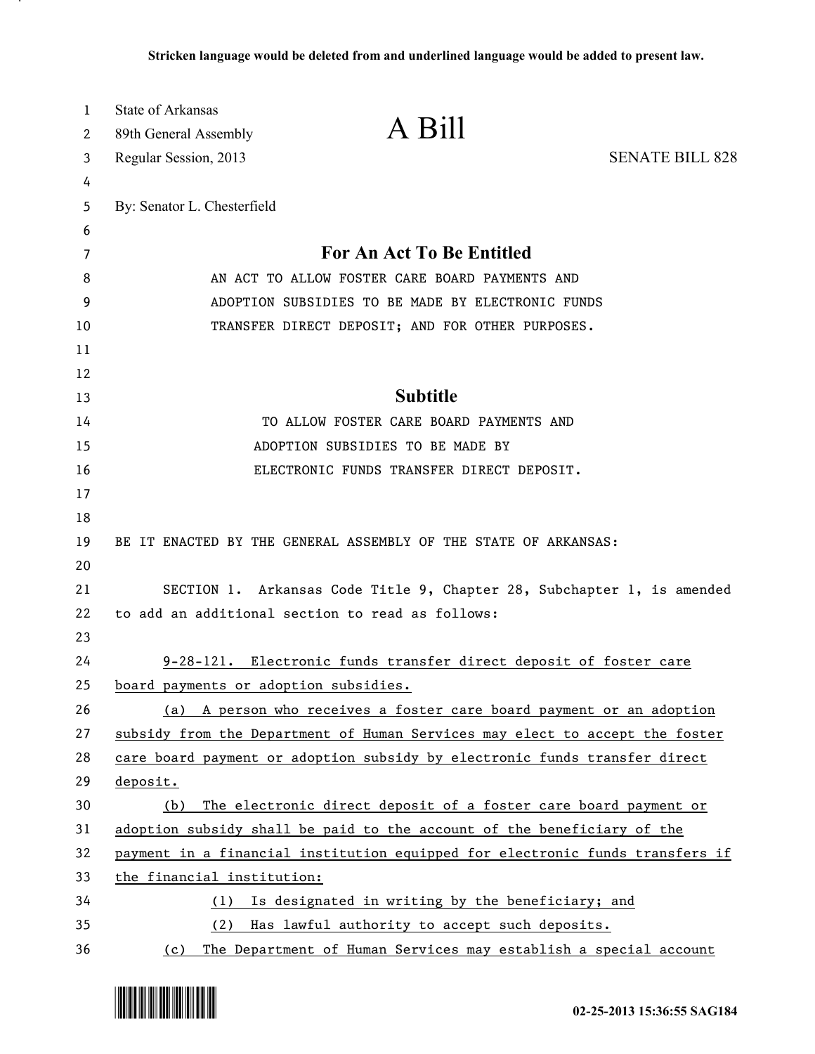Stricken language would be deleted from and underlined language would be added to present law.

State of Arkansas
89th General Assembly
Regular Session, 2013

# A Bill

SENATE BILL 828

By: Senator L. Chesterfield

## For An Act To Be Entitled

AN ACT TO ALLOW FOSTER CARE BOARD PAYMENTS AND ADOPTION SUBSIDIES TO BE MADE BY ELECTRONIC FUNDS TRANSFER DIRECT DEPOSIT; AND FOR OTHER PURPOSES.

## Subtitle

TO ALLOW FOSTER CARE BOARD PAYMENTS AND ADOPTION SUBSIDIES TO BE MADE BY ELECTRONIC FUNDS TRANSFER DIRECT DEPOSIT.

BE IT ENACTED BY THE GENERAL ASSEMBLY OF THE STATE OF ARKANSAS:

SECTION 1. Arkansas Code Title 9, Chapter 28, Subchapter 1, is amended to add an additional section to read as follows:

<u>9-28-121. Electronic funds transfer direct deposit of foster care board payments or adoption subsidies.</u>

<u>(a) A person who receives a foster care board payment or an adoption subsidy from the Department of Human Services may elect to accept the foster care board payment or adoption subsidy by electronic funds transfer direct deposit.</u>

<u>(b) The electronic direct deposit of a foster care board payment or adoption subsidy shall be paid to the account of the beneficiary of the payment in a financial institution equipped for electronic funds transfers if the financial institution:</u>

<u>(1) Is designated in writing by the beneficiary; and</u>

<u>(2) Has lawful authority to accept such deposits.</u>

<u>(c) The Department of Human Services may establish a special account</u>

02-25-2013 15:36:55 SAG184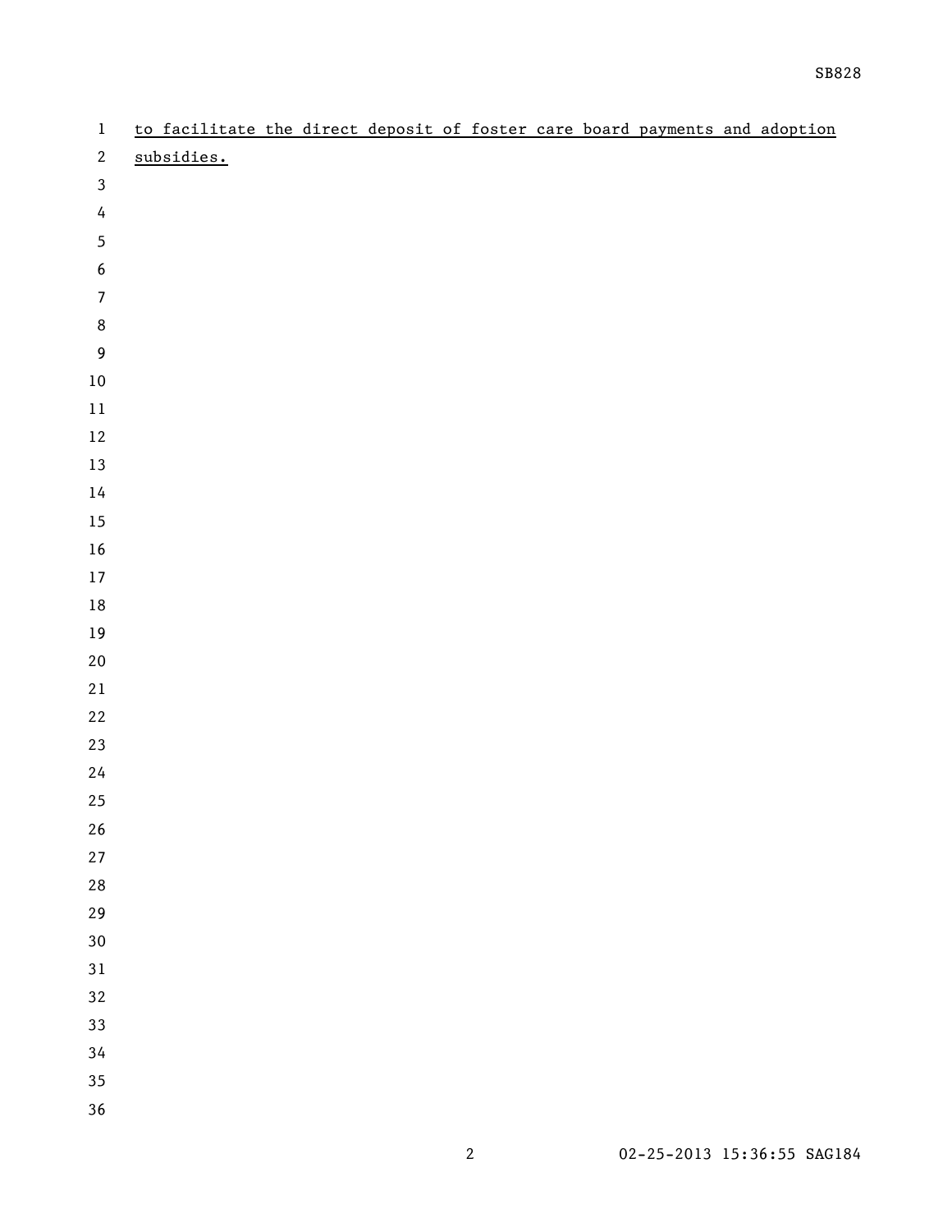<u>to facilitate the direct deposit of foster care board payments and adoption subsidies.</u>